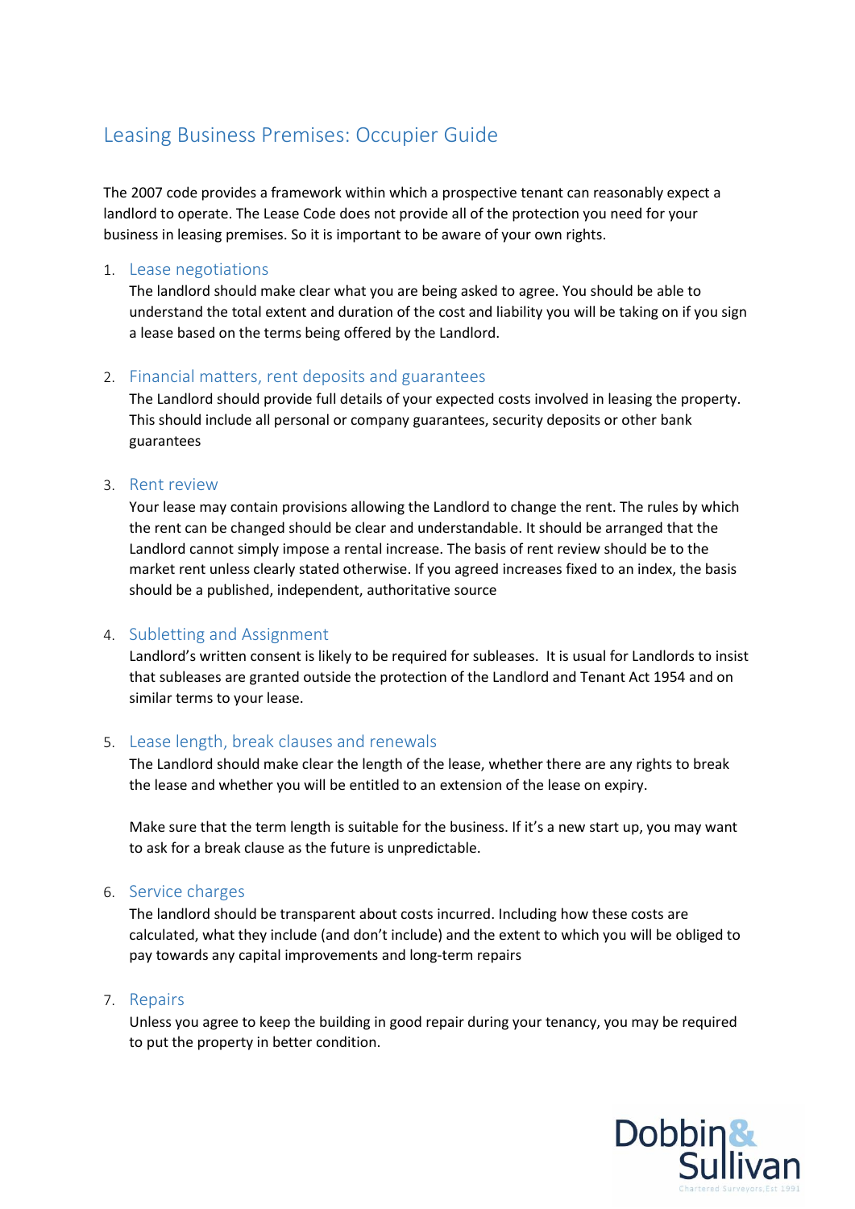# Leasing Business Premises: Occupier Guide

The 2007 code provides a framework within which a prospective tenant can reasonably expect a landlord to operate. The Lease Code does not provide all of the protection you need for your business in leasing premises. So it is important to be aware of your own rights.

1. ## Lease negotiations

   The landlord should make clear what you are being asked to agree. You should be able to understand the total extent and duration of the cost and liability you will be taking on if you sign a lease based on the terms being offered by the Landlord.

2. ## Financial matters, rent deposits and guarantees

   The Landlord should provide full details of your expected costs involved in leasing the property. This should include all personal or company guarantees, security deposits or other bank guarantees

3. ## Rent review

   Your lease may contain provisions allowing the Landlord to change the rent. The rules by which the rent can be changed should be clear and understandable. It should be arranged that the Landlord cannot simply impose a rental increase. The basis of rent review should be to the market rent unless clearly stated otherwise. If you agreed increases fixed to an index, the basis should be a published, independent, authoritative source

4. ## Subletting and Assignment

   Landlord's written consent is likely to be required for subleases. It is usual for Landlords to insist that subleases are granted outside the protection of the Landlord and Tenant Act 1954 and on similar terms to your lease.

5. ## Lease length, break clauses and renewals

   The Landlord should make clear the length of the lease, whether there are any rights to break the lease and whether you will be entitled to an extension of the lease on expiry.

   Make sure that the term length is suitable for the business. If it's a new start up, you may want to ask for a break clause as the future is unpredictable.

6. ## Service charges

   The landlord should be transparent about costs incurred. Including how these costs are calculated, what they include (and don't include) and the extent to which you will be obliged to pay towards any capital improvements and long-term repairs

7. ## Repairs

   Unless you agree to keep the building in good repair during your tenancy, you may be required to put the property in better condition.

Dobbin & Sullivan
Chartered Surveyors Est 1991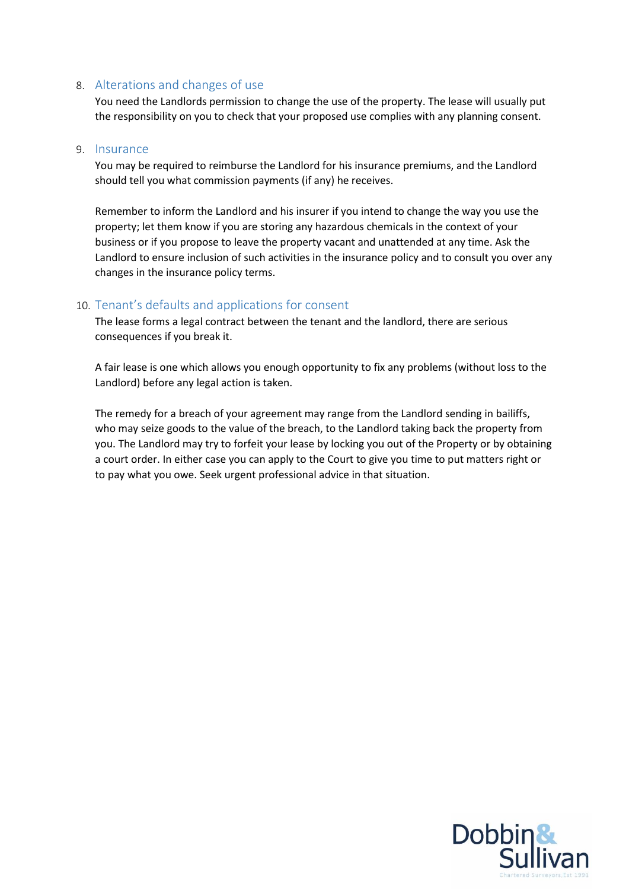8. ## Alterations and changes of use

   You need the Landlords permission to change the use of the property. The lease will usually put the responsibility on you to check that your proposed use complies with any planning consent.

9. ## Insurance

   You may be required to reimburse the Landlord for his insurance premiums, and the Landlord should tell you what commission payments (if any) he receives.

   Remember to inform the Landlord and his insurer if you intend to change the way you use the property; let them know if you are storing any hazardous chemicals in the context of your business or if you propose to leave the property vacant and unattended at any time. Ask the Landlord to ensure inclusion of such activities in the insurance policy and to consult you over any changes in the insurance policy terms.

10. ## Tenant's defaults and applications for consent

    The lease forms a legal contract between the tenant and the landlord, there are serious consequences if you break it.

    A fair lease is one which allows you enough opportunity to fix any problems (without loss to the Landlord) before any legal action is taken.

    The remedy for a breach of your agreement may range from the Landlord sending in bailiffs, who may seize goods to the value of the breach, to the Landlord taking back the property from you. The Landlord may try to forfeit your lease by locking you out of the Property or by obtaining a court order. In either case you can apply to the Court to give you time to put matters right or to pay what you owe. Seek urgent professional advice in that situation.

Dobbin & Sullivan
Chartered Surveyors Est 1991